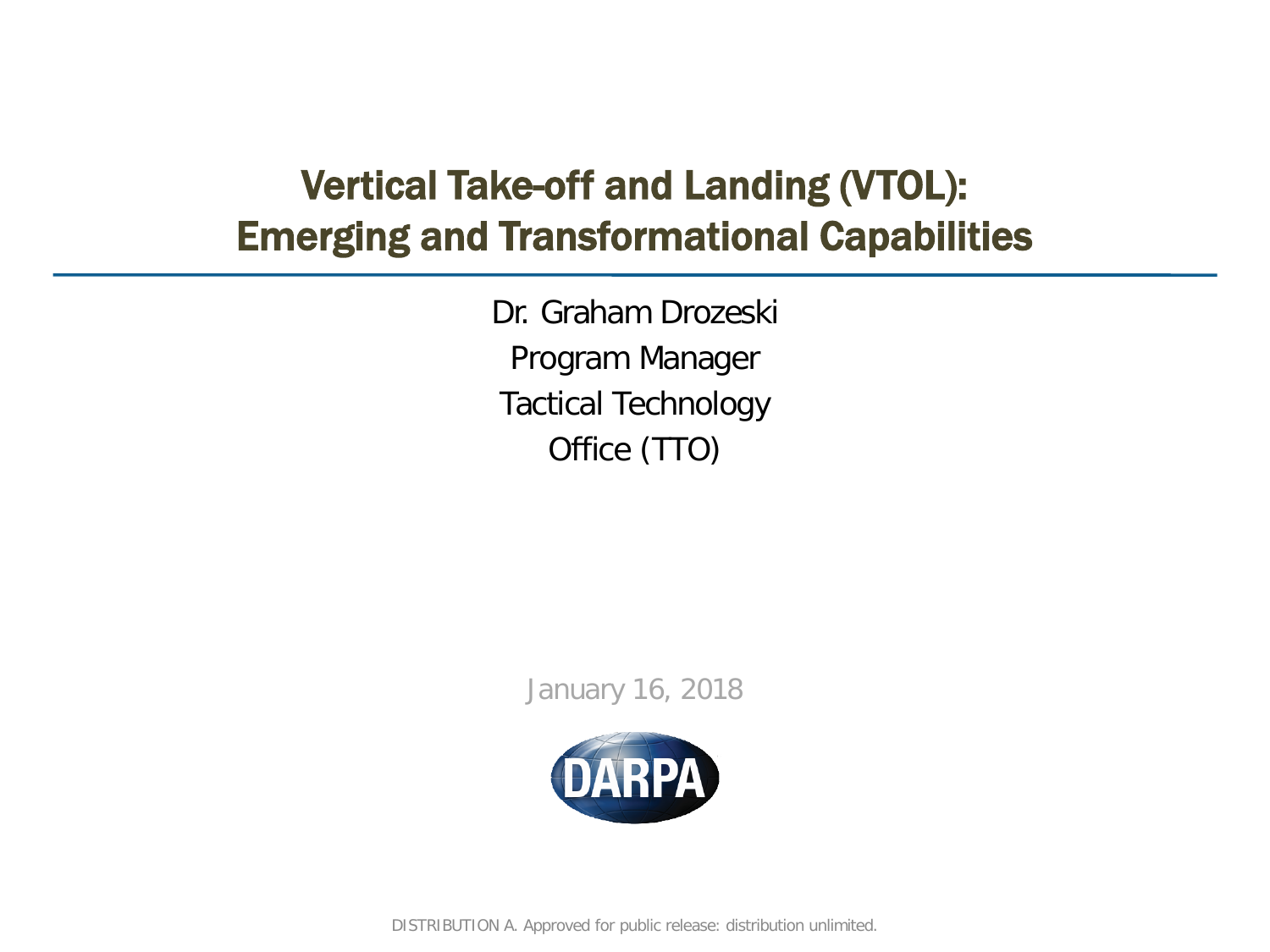# Vertical Take-off and Landing (VTOL): Emerging and Transformational Capabilities

Dr. Graham Drozeski

Program Manager

Tactical Technology Office (TTO)

January 16, 2018

DARPA

DISTRIBUTION A. Approved for public release: distribution unlimited.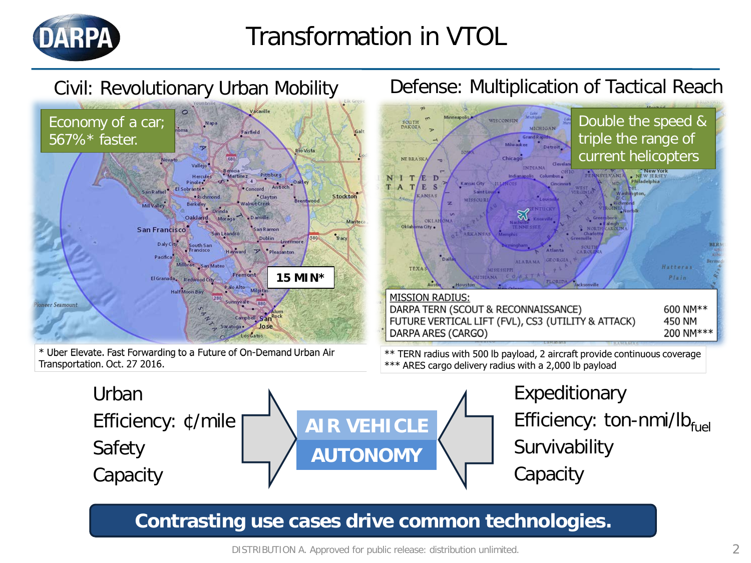# Transformation in VTOL

## Civil: Revolutionary Urban Mobility

Economy of a car; 567%* faster.

15 MIN*

\* Uber Elevate. Fast Forwarding to a Future of On-Demand Urban Air Transportation. Oct. 27 2016.

## Defense: Multiplication of Tactical Reach

Double the speed & triple the range of current helicopters

| MISSION RADIUS: | |
| --- | --- |
| DARPA TERN (SCOUT & RECONNAISSANCE) | 600 NM** |
| FUTURE VERTICAL LIFT (FVL), CS3 (UTILITY & ATTACK) | 450 NM |
| DARPA ARES (CARGO) | 200 NM*** |

\** TERN radius with 500 lb payload, 2 aircraft provide continuous coverage
\*** ARES cargo delivery radius with a 2,000 lb payload

Urban
Efficiency: ¢/mile
Safety
Capacity

**AIR VEHICLE AUTONOMY**

Expeditionary
Efficiency: ton-nmi/$lb_{fuel}$
Survivability
Capacity

**Contrasting use cases drive common technologies.**

DISTRIBUTION A. Approved for public release: distribution unlimited.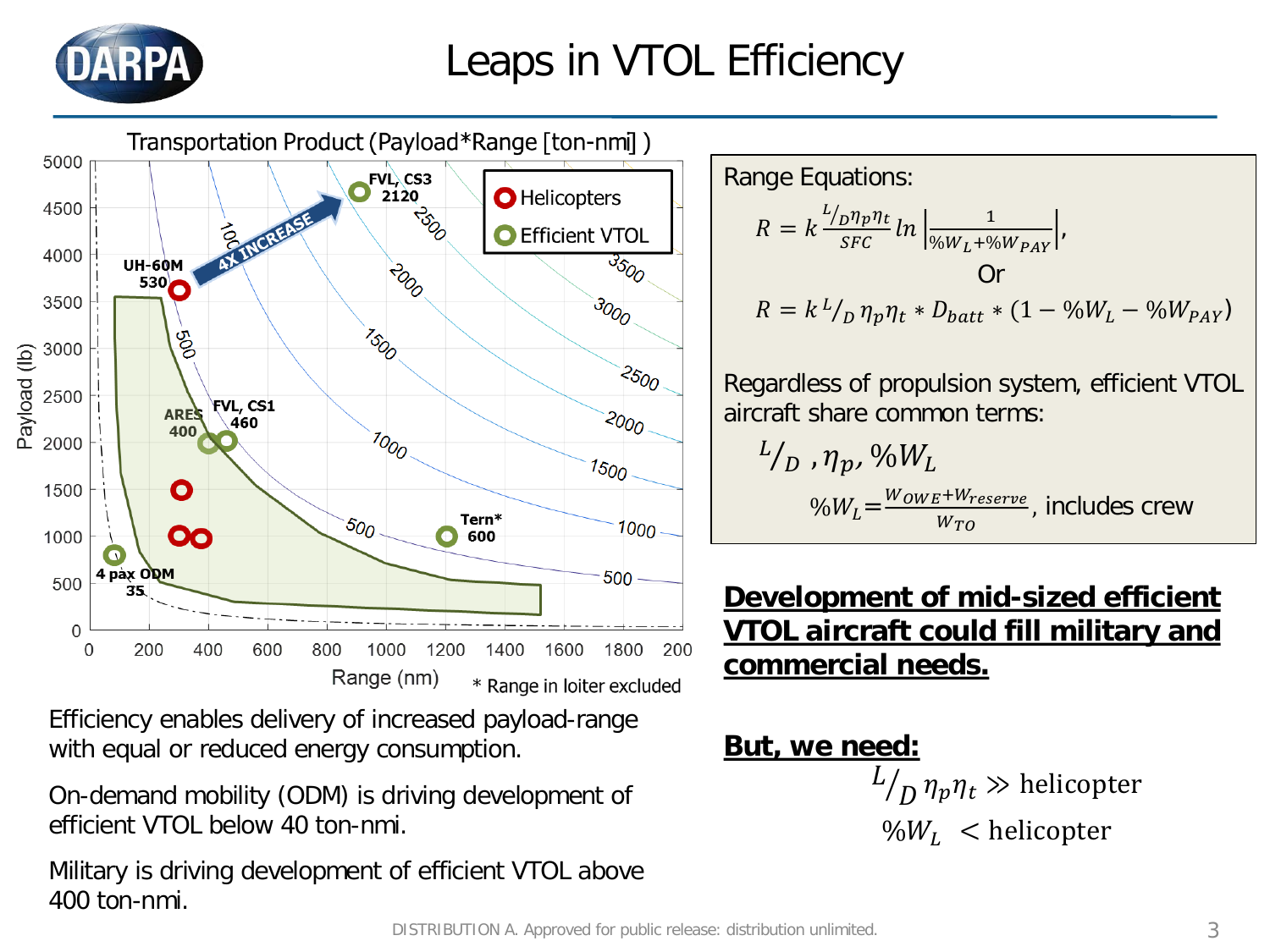# Leaps in VTOL Efficiency

Transportation Product (Payload*Range [ton-nm] )

* Range in loiter excluded

Efficiency enables delivery of increased payload-range with equal or reduced energy consumption.

On-demand mobility (ODM) is driving development of efficient VTOL below 40 ton-nmi.

Military is driving development of efficient VTOL above 400 ton-nmi.

Range Equations:

$$R = k\frac{L/_D \eta_p \eta_t}{SFC} ln\left|\frac{1}{\%W_L + \%W_{PAY}}\right|,$$

Or

$$R = k\, L/_D\, \eta_p \eta_t * D_{batt} * (1 - \%W_L - \%W_{PAY})$$

Regardless of propulsion system, efficient VTOL aircraft share common terms:

$$L/_D\ , \eta_p, \%W_L$$

$\%W_L = \frac{W_{OWE} + W_{reserve}}{W_{TO}}$, includes crew

**Development of mid-sized efficient VTOL aircraft could fill military and commercial needs.**

**But, we need:**

$$L/_D\, \eta_p \eta_t \gg \text{helicopter}$$

$$\%W_L < \text{helicopter}$$

DISTRIBUTION A. Approved for public release: distribution unlimited.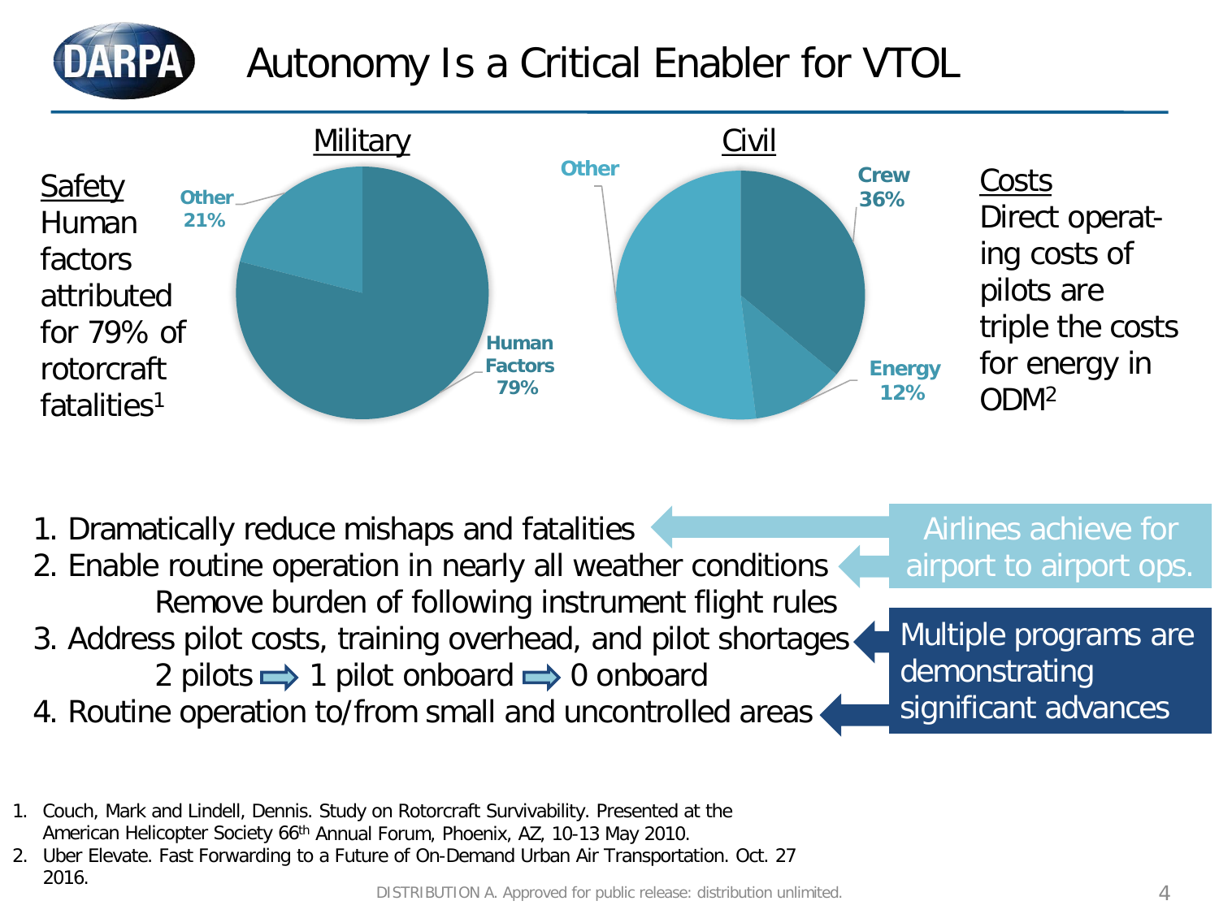# Autonomy Is a Critical Enabler for VTOL

**Safety**
Human factors attributed for 79% of rotorcraft fatalities[1]

**Military**

- Human Factors 79%
- Other 21%

**Civil**

- Crew 36%
- Energy 12%
- Other

**Costs**
Direct operating costs of pilots are triple the costs for energy in ODM[2]

1. Dramatically reduce mishaps and fatalities
2. Enable routine operation in nearly all weather conditions
   Remove burden of following instrument flight rules
3. Address pilot costs, training overhead, and pilot shortages
   2 pilots ⇨ 1 pilot onboard ⇨ 0 onboard
4. Routine operation to/from small and uncontrolled areas

Airlines achieve for airport to airport ops.

Multiple programs are demonstrating significant advances

1. Couch, Mark and Lindell, Dennis. Study on Rotorcraft Survivability. Presented at the American Helicopter Society 66th Annual Forum, Phoenix, AZ, 10-13 May 2010.
2. Uber Elevate. Fast Forwarding to a Future of On-Demand Urban Air Transportation. Oct. 27 2016.

DISTRIBUTION A. Approved for public release: distribution unlimited.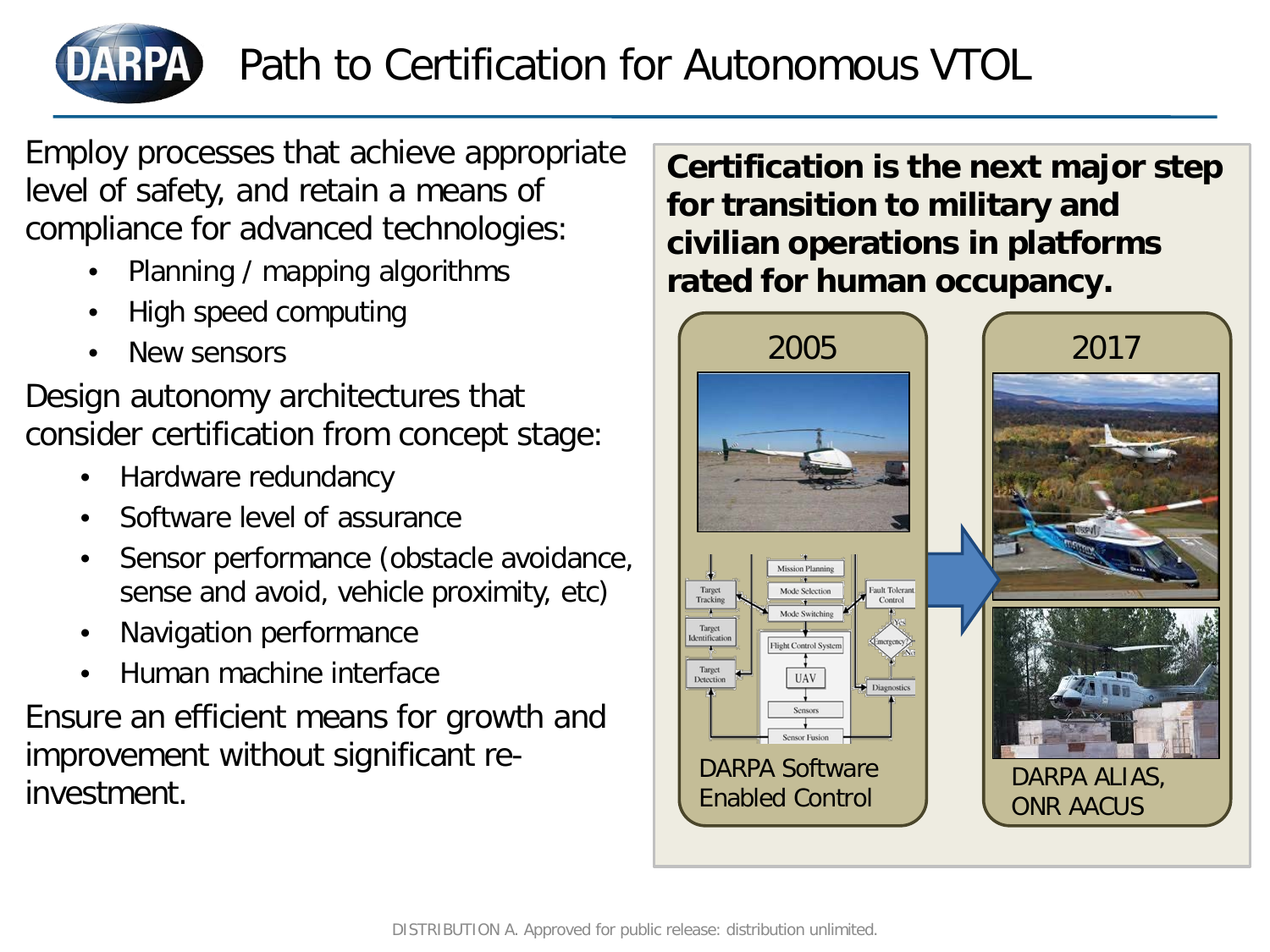# Path to Certification for Autonomous VTOL

Employ processes that achieve appropriate level of safety, and retain a means of compliance for advanced technologies:

- Planning / mapping algorithms
- High speed computing
- New sensors

Design autonomy architectures that consider certification from concept stage:

- Hardware redundancy
- Software level of assurance
- Sensor performance (obstacle avoidance, sense and avoid, vehicle proximity, etc)
- Navigation performance
- Human machine interface

Ensure an efficient means for growth and improvement without significant re-investment.

**Certification is the next major step for transition to military and civilian operations in platforms rated for human occupancy.**

2005

DARPA Software Enabled Control

2017

DARPA ALIAS, ONR AACUS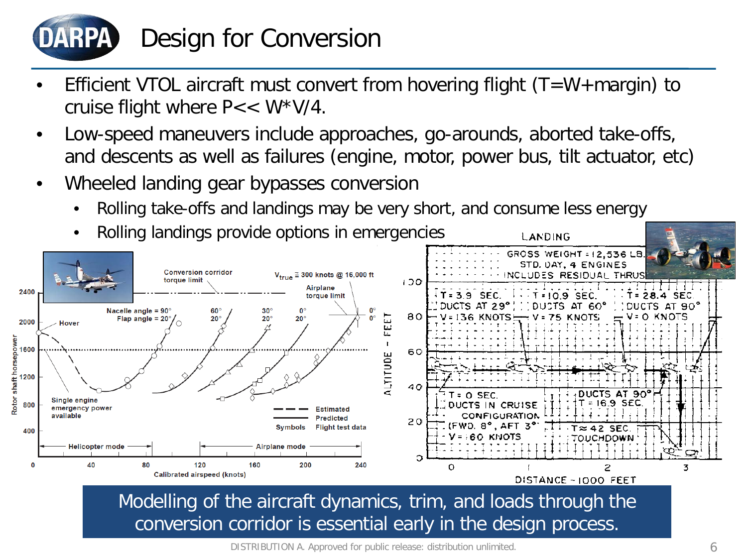# Design for Conversion

- Efficient VTOL aircraft must convert from hovering flight (T=W+margin) to cruise flight where P<< W*V/4.
- Low-speed maneuvers include approaches, go-arounds, aborted take-offs, and descents as well as failures (engine, motor, power bus, tilt actuator, etc)
- Wheeled landing gear bypasses conversion
  - Rolling take-offs and landings may be very short, and consume less energy
  - Rolling landings provide options in emergencies

**Modelling of the aircraft dynamics, trim, and loads through the conversion corridor is essential early in the design process.**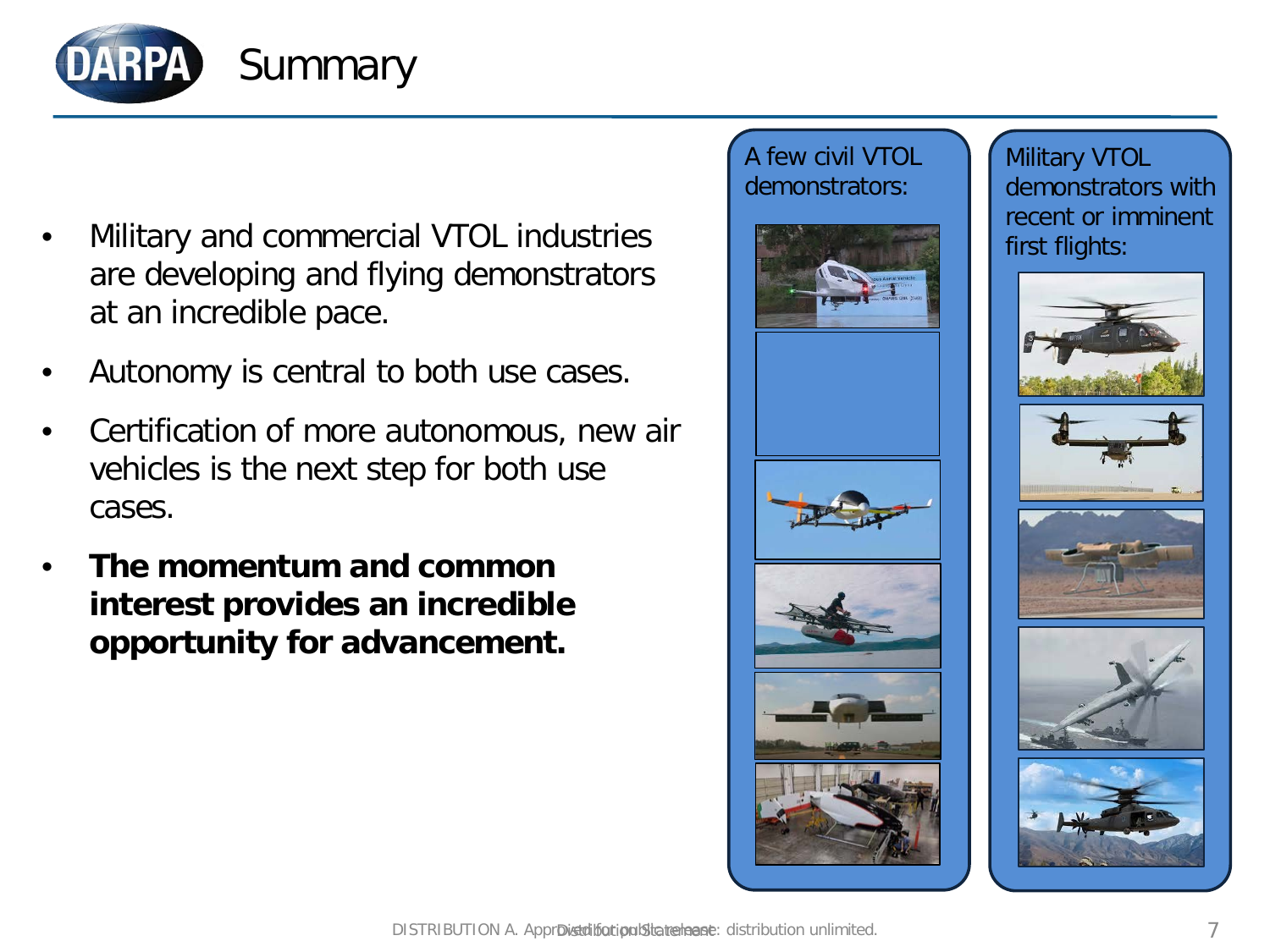# Summary

- Military and commercial VTOL industries are developing and flying demonstrators at an incredible pace.
- Autonomy is central to both use cases.
- Certification of more autonomous, new air vehicles is the next step for both use cases.
- **The momentum and common interest provides an incredible opportunity for advancement.**

A few civil VTOL demonstrators:

Military VTOL demonstrators with recent or imminent first flights:

DISTRIBUTION A. Approved for public release: distribution unlimited.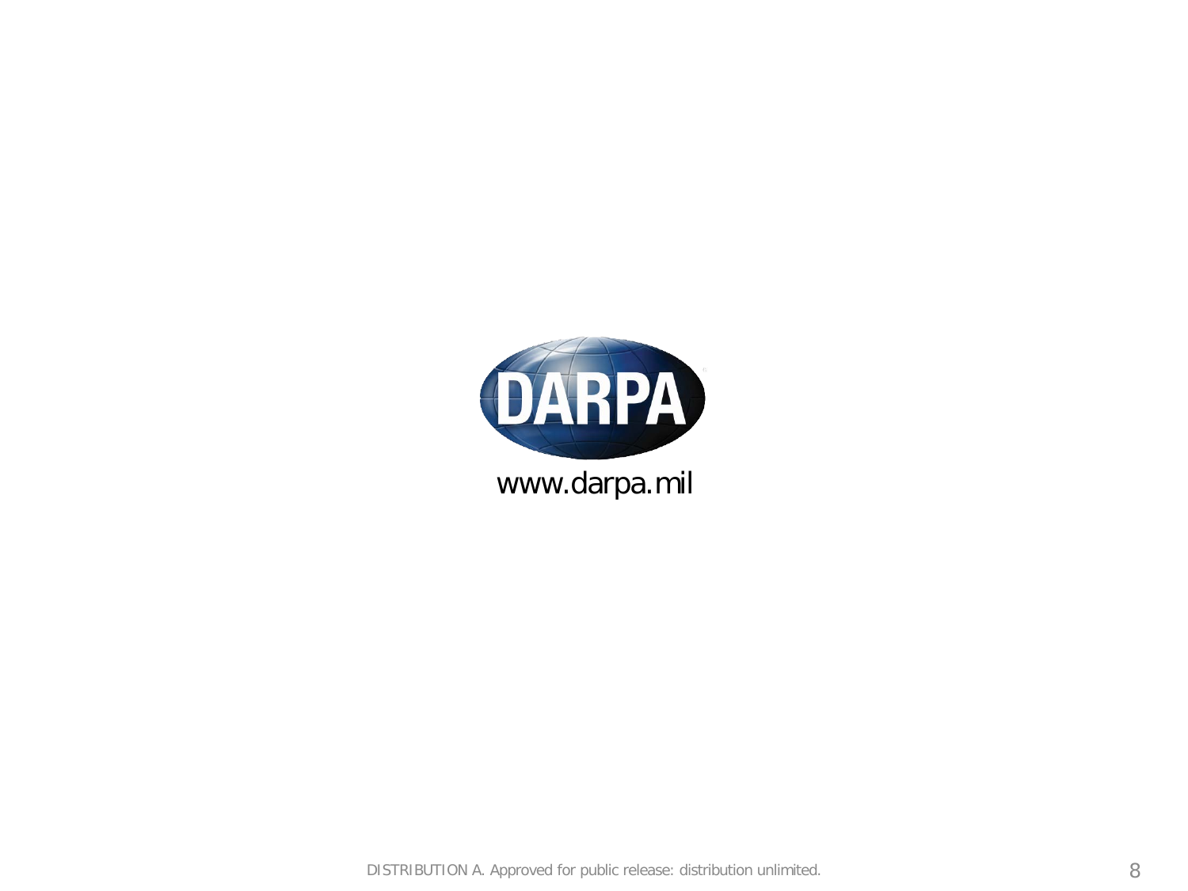DARPA

www.darpa.mil

DISTRIBUTION A. Approved for public release: distribution unlimited.